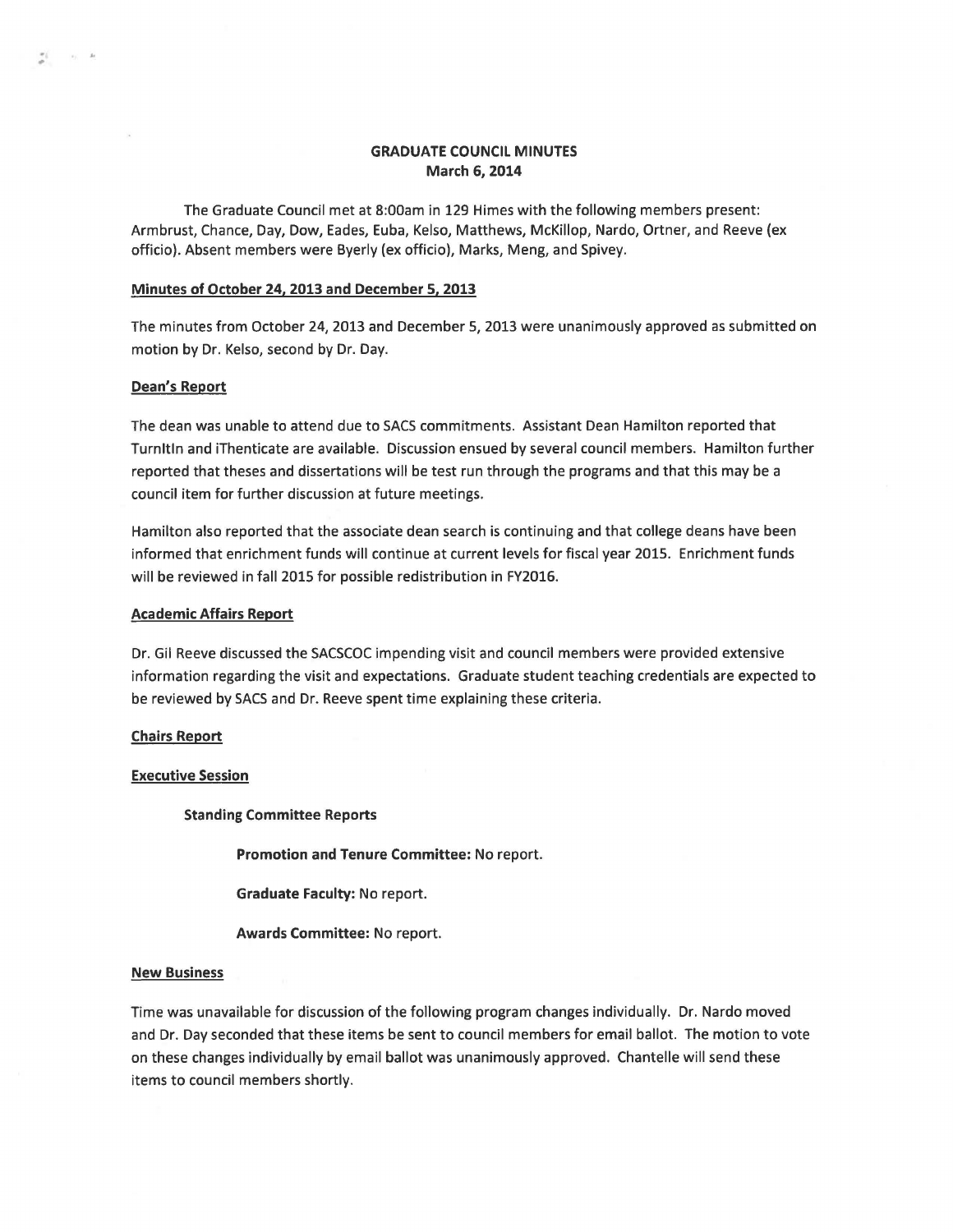# GRADUATE COUNCIL MINUTES
## March 6, 2014

The Graduate Council met at 8:00am in 129 Himes with the following members present: Armbrust, Chance, Day, Dow, Eades, Euba, Kelso, Matthews, McKillop, Nardo, Ortner, and Reeve (ex officio). Absent members were Byerly (ex officio), Marks, Meng, and Spivey.

**Minutes of October 24, 2013 and December 5, 2013**

The minutes from October 24, 2013 and December 5, 2013 were unanimously approved as submitted on motion by Dr. Kelso, second by Dr. Day.

**Dean's Report**

The dean was unable to attend due to SACS commitments. Assistant Dean Hamilton reported that TurnItIn and iThenticate are available. Discussion ensued by several council members. Hamilton further reported that theses and dissertations will be test run through the programs and that this may be a council item for further discussion at future meetings.

Hamilton also reported that the associate dean search is continuing and that college deans have been informed that enrichment funds will continue at current levels for fiscal year 2015. Enrichment funds will be reviewed in fall 2015 for possible redistribution in FY2016.

**Academic Affairs Report**

Dr. Gil Reeve discussed the SACSCOC impending visit and council members were provided extensive information regarding the visit and expectations. Graduate student teaching credentials are expected to be reviewed by SACS and Dr. Reeve spent time explaining these criteria.

**Chairs Report**

**Executive Session**

**Standing Committee Reports**

**Promotion and Tenure Committee:** No report.

**Graduate Faculty:** No report.

**Awards Committee:** No report.

**New Business**

Time was unavailable for discussion of the following program changes individually. Dr. Nardo moved and Dr. Day seconded that these items be sent to council members for email ballot. The motion to vote on these changes individually by email ballot was unanimously approved. Chantelle will send these items to council members shortly.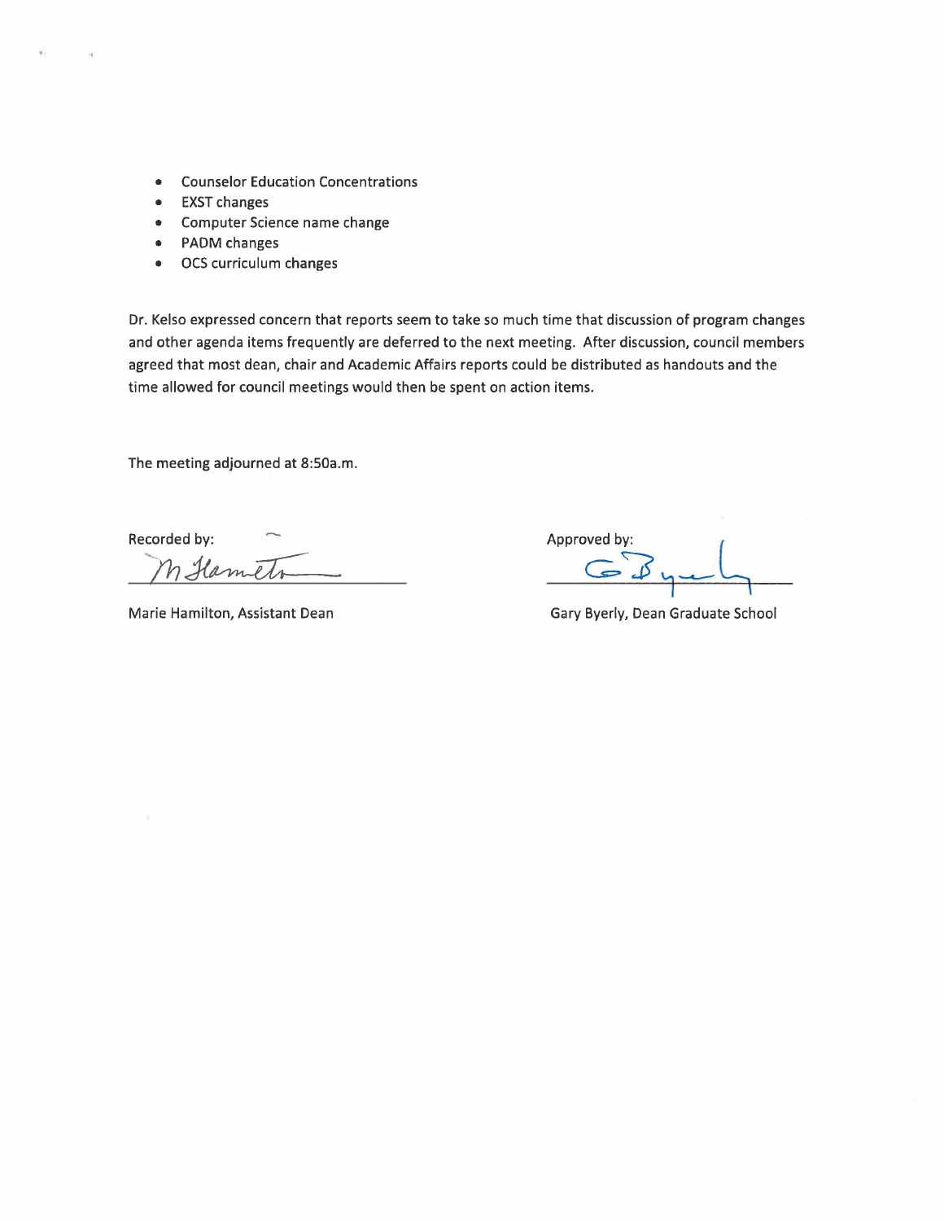- Counselor Education Concentrations
- EXST changes
- Computer Science name change
- PADM changes
- OCS curriculum changes

Dr. Kelso expressed concern that reports seem to take so much time that discussion of program changes and other agenda items frequently are deferred to the next meeting. After discussion, council members agreed that most dean, chair and Academic Affairs reports could be distributed as handouts and the time allowed for council meetings would then be spent on action items.

The meeting adjourned at 8:50a.m.

Recorded by: M Hamilton

Marie Hamilton, Assistant Dean

Approved by: G Byerly

Gary Byerly, Dean Graduate School